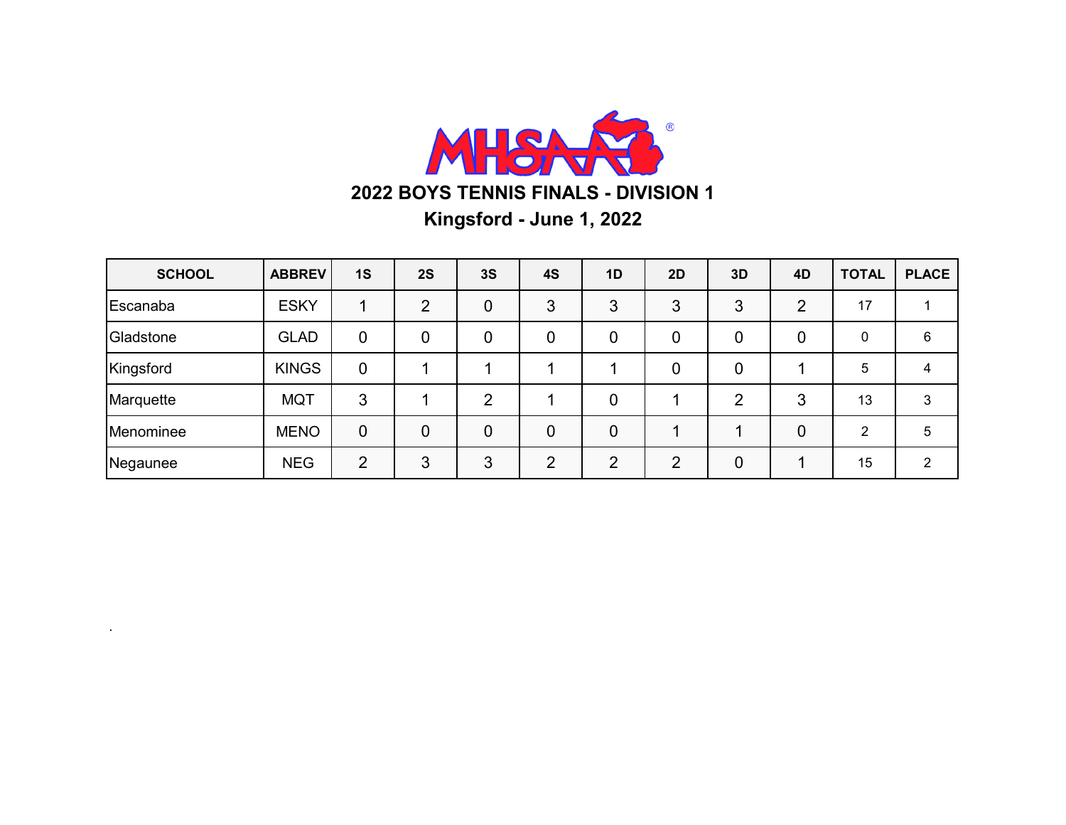# 2022 BOYS TENNIS FINALS - DIVISION 1

## Kingsford - June 1, 2022

| SCHOOL | ABBREV | 1S | 2S | 3S | 4S | 1D | 2D | 3D | 4D | TOTAL | PLACE |
|---|---|---|---|---|---|---|---|---|---|---|---|
| Escanaba | ESKY | 1 | 2 | 0 | 3 | 3 | 3 | 3 | 2 | 17 | 1 |
| Gladstone | GLAD | 0 | 0 | 0 | 0 | 0 | 0 | 0 | 0 | 0 | 6 |
| Kingsford | KINGS | 0 | 1 | 1 | 1 | 1 | 0 | 0 | 1 | 5 | 4 |
| Marquette | MQT | 3 | 1 | 2 | 1 | 0 | 1 | 2 | 3 | 13 | 3 |
| Menominee | MENO | 0 | 0 | 0 | 0 | 0 | 1 | 1 | 0 | 2 | 5 |
| Negaunee | NEG | 2 | 3 | 3 | 2 | 2 | 2 | 0 | 1 | 15 | 2 |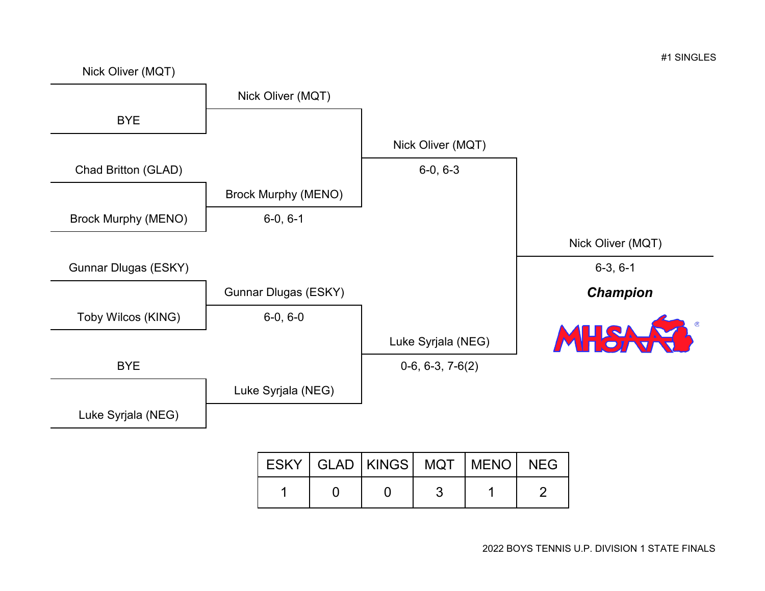#1 SINGLES

**First Round**

- Nick Oliver (MQT) vs. BYE — Nick Oliver (MQT)
- Chad Britton (GLAD) vs. Brock Murphy (MENO) — Brock Murphy (MENO), 6-0, 6-1
- Gunnar Dlugas (ESKY) vs. Toby Wilcos (KING) — Gunnar Dlugas (ESKY), 6-0, 6-0
- BYE vs. Luke Syrjala (NEG) — Luke Syrjala (NEG)

**Semifinals**

- Nick Oliver (MQT) vs. Brock Murphy (MENO) — Nick Oliver (MQT), 6-0, 6-3
- Gunnar Dlugas (ESKY) vs. Luke Syrjala (NEG) — Luke Syrjala (NEG), 0-6, 6-3, 7-6(2)

**Final**

- Nick Oliver (MQT) vs. Luke Syrjala (NEG) — Nick Oliver (MQT), 6-3, 6-1

***Champion***: Nick Oliver (MQT)

MHSAA

| ESKY | GLAD | KINGS | MQT | MENO | NEG |
|---|---|---|---|---|---|
| 1 | 0 | 0 | 3 | 1 | 2 |

2022 BOYS TENNIS U.P. DIVISION 1 STATE FINALS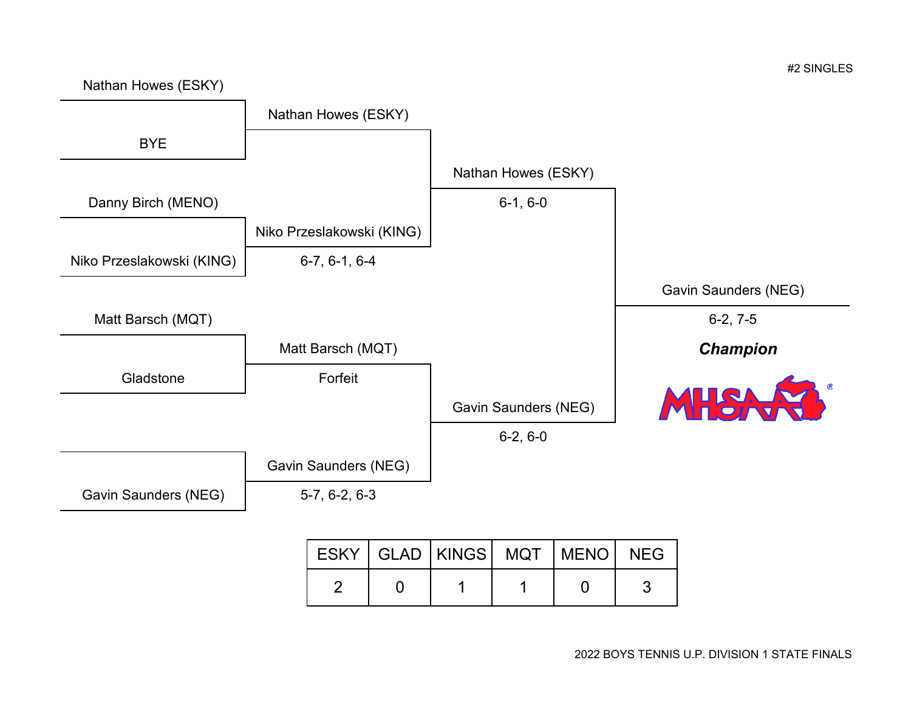#2 SINGLES

**Round 1**

- Nathan Howes (ESKY) vs. BYE → Nathan Howes (ESKY)
- Danny Birch (MENO) vs. Niko Przeslakowski (KING) → Niko Przeslakowski (KING) 6-7, 6-1, 6-4
- Matt Barsch (MQT) vs. Gladstone → Matt Barsch (MQT) Forfeit
- Gavin Saunders (NEG) → Gavin Saunders (NEG) 5-7, 6-2, 6-3

**Semifinals**

- Nathan Howes (ESKY) 6-1, 6-0
- Gavin Saunders (NEG) 6-2, 6-0

**Final**

- Gavin Saunders (NEG) 6-2, 7-5

***Champion***

MHSAA

| ESKY | GLAD | KINGS | MQT | MENO | NEG |
|---|---|---|---|---|---|
| 2 | 0 | 1 | 1 | 0 | 3 |

2022 BOYS TENNIS U.P. DIVISION 1 STATE FINALS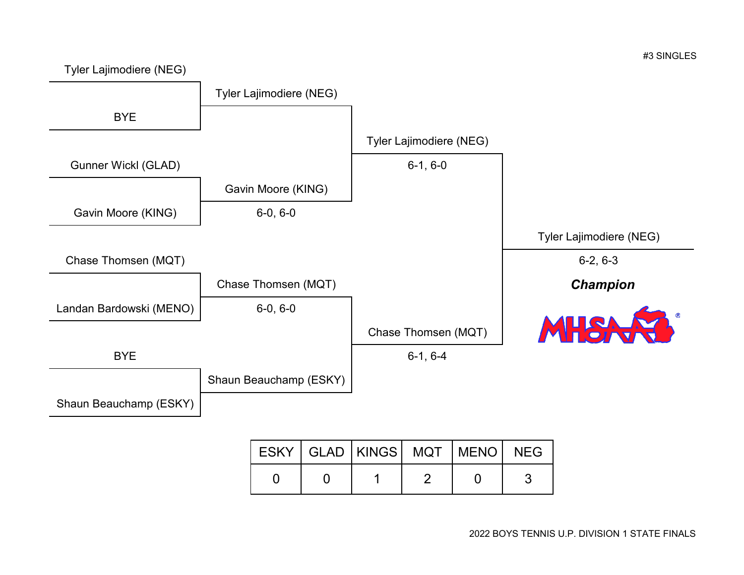#3 SINGLES

**First Round**

- Tyler Lajimodiere (NEG) vs. BYE
- Gunner Wickl (GLAD) vs. Gavin Moore (KING)
- Chase Thomsen (MQT) vs. Landan Bardowski (MENO)
- BYE vs. Shaun Beauchamp (ESKY)

**Second Round**

- Tyler Lajimodiere (NEG)
- Gavin Moore (KING) 6-0, 6-0
- Chase Thomsen (MQT) 6-0, 6-0
- Shaun Beauchamp (ESKY)

**Semifinals**

- Tyler Lajimodiere (NEG) 6-1, 6-0
- Chase Thomsen (MQT) 6-1, 6-4

**Final**

- Tyler Lajimodiere (NEG) 6-2, 6-3

***Champion***

MHSAA®

| ESKY | GLAD | KINGS | MQT | MENO | NEG |
|---|---|---|---|---|---|
| 0 | 0 | 1 | 2 | 0 | 3 |

2022 BOYS TENNIS U.P. DIVISION 1 STATE FINALS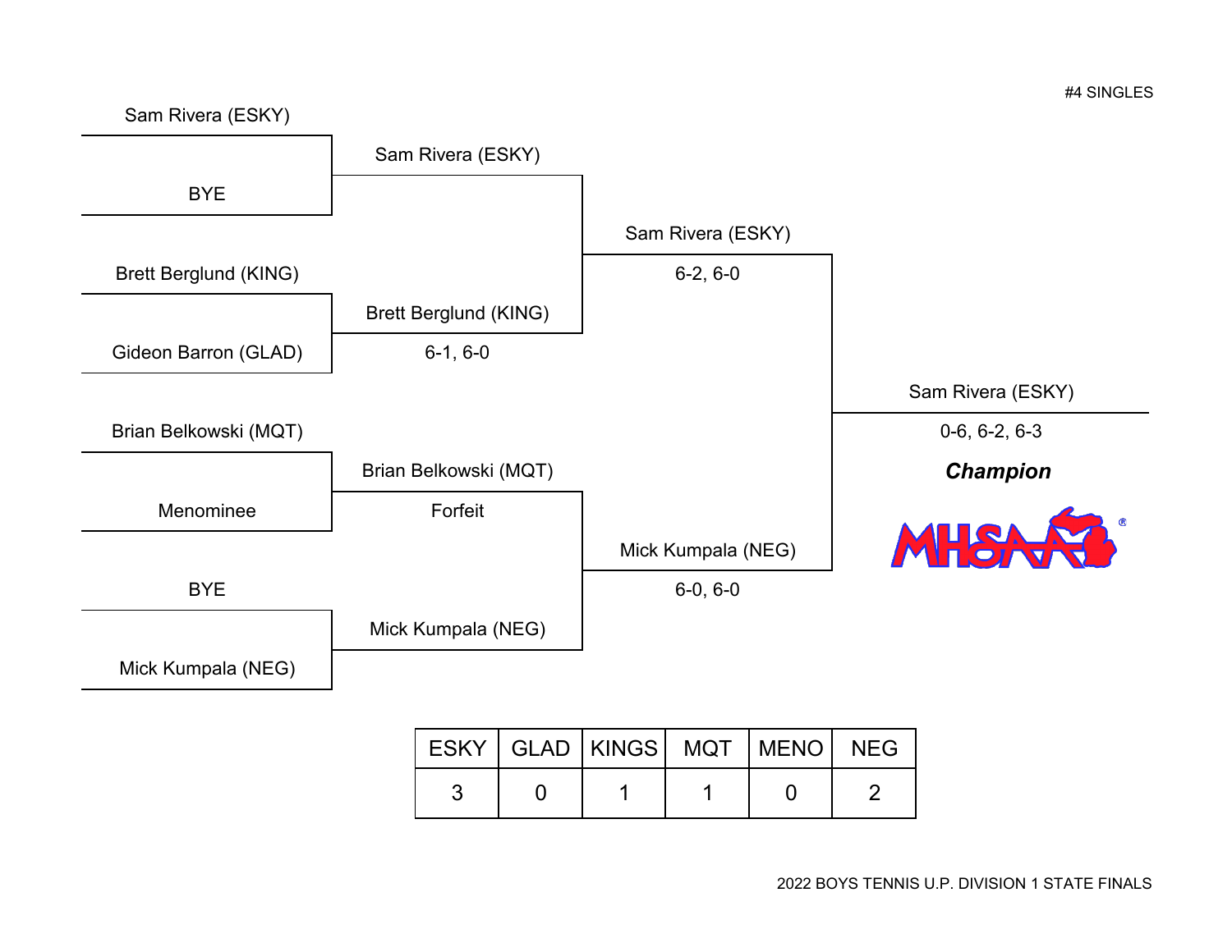#4 SINGLES

**First Round**

- Sam Rivera (ESKY) vs. BYE
- Brett Berglund (KING) vs. Gideon Barron (GLAD)
- Brian Belkowski (MQT) vs. Menominee
- BYE vs. Mick Kumpala (NEG)

**Second Round**

- Sam Rivera (ESKY)
- Brett Berglund (KING) — 6-1, 6-0
- Brian Belkowski (MQT) — Forfeit
- Mick Kumpala (NEG)

**Semifinals**

- Sam Rivera (ESKY) — 6-2, 6-0
- Mick Kumpala (NEG) — 6-0, 6-0

**Final**

Sam Rivera (ESKY) — 0-6, 6-2, 6-3

***Champion***

MHSAA

| ESKY | GLAD | KINGS | MQT | MENO | NEG |
|---|---|---|---|---|---|
| 3 | 0 | 1 | 1 | 0 | 2 |

2022 BOYS TENNIS U.P. DIVISION 1 STATE FINALS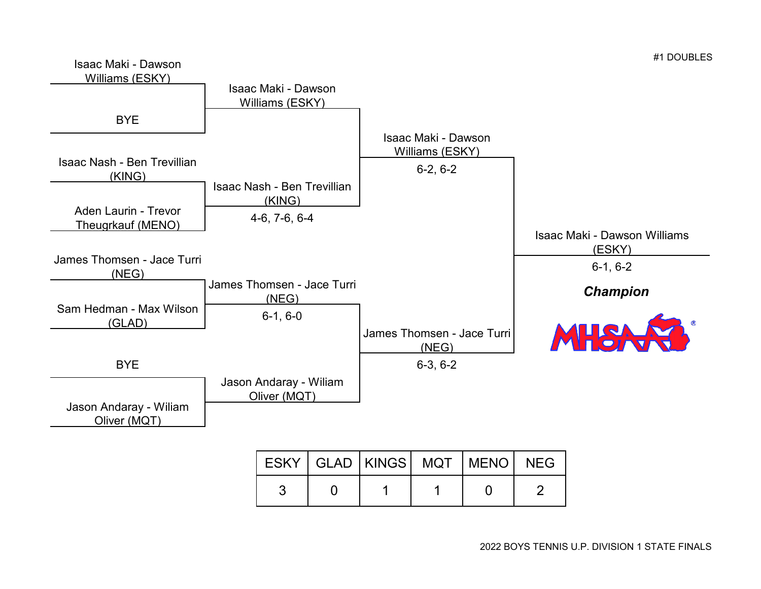#1 DOUBLES

Isaac Maki - Dawson Williams (ESKY)

BYE

Isaac Maki - Dawson Williams (ESKY)

Isaac Nash - Ben Trevillian (KING)

Aden Laurin - Trevor Theugrkauf (MENO)

Isaac Nash - Ben Trevillian (KING)

4-6, 7-6, 6-4

Isaac Maki - Dawson Williams (ESKY)

6-2, 6-2

James Thomsen - Jace Turri (NEG)

Sam Hedman - Max Wilson (GLAD)

James Thomsen - Jace Turri (NEG)

6-1, 6-0

BYE

Jason Andaray - Wiliam Oliver (MQT)

Jason Andaray - Wiliam Oliver (MQT)

James Thomsen - Jace Turri (NEG)

6-3, 6-2

Isaac Maki - Dawson Williams (ESKY)

6-1, 6-2

***Champion***

| ESKY | GLAD | KINGS | MQT | MENO | NEG |
|---|---|---|---|---|---|
| 3 | 0 | 1 | 1 | 0 | 2 |

2022 BOYS TENNIS U.P. DIVISION 1 STATE FINALS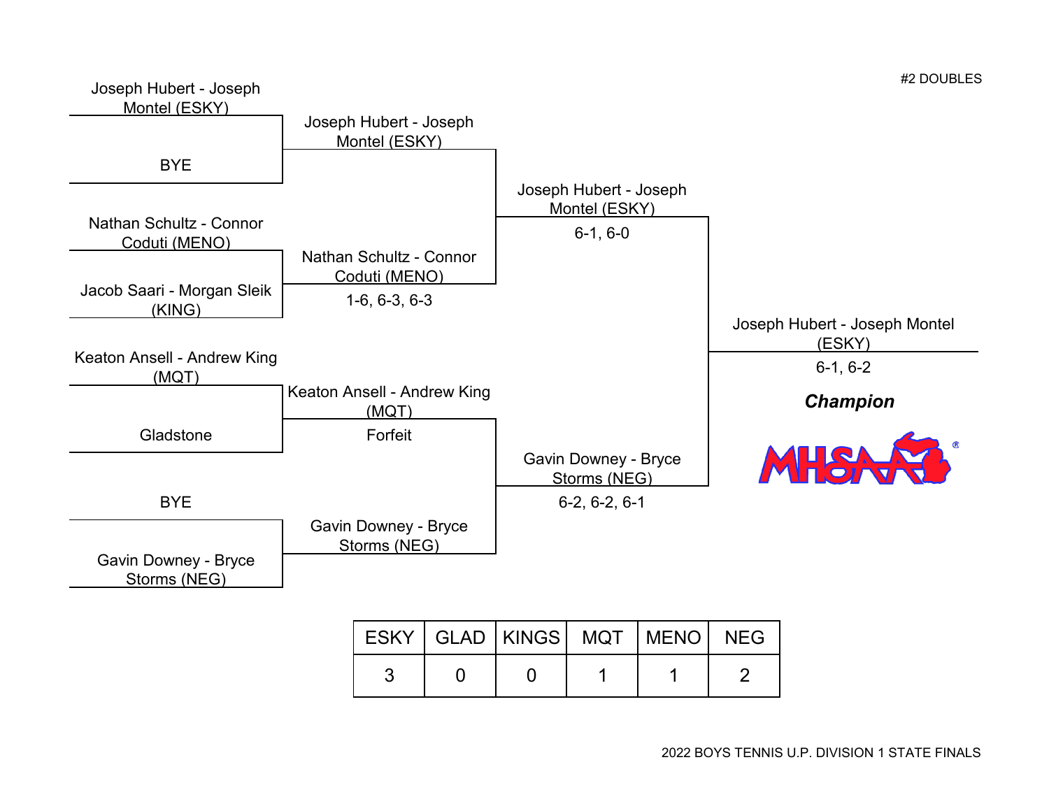#2 DOUBLES

**First Round**

- Joseph Hubert - Joseph Montel (ESKY) vs. BYE
- Nathan Schultz - Connor Coduti (MENO) vs. Jacob Saari - Morgan Sleik (KING)
- Keaton Ansell - Andrew King (MQT) vs. Gladstone
- BYE vs. Gavin Downey - Bryce Storms (NEG)

**Quarterfinals**

- Joseph Hubert - Joseph Montel (ESKY)
- Nathan Schultz - Connor Coduti (MENO) — 1-6, 6-3, 6-3
- Keaton Ansell - Andrew King (MQT) — Forfeit
- Gavin Downey - Bryce Storms (NEG)

**Semifinals**

- Joseph Hubert - Joseph Montel (ESKY) — 6-1, 6-0
- Gavin Downey - Bryce Storms (NEG) — 6-2, 6-2, 6-1

**Final**

- Joseph Hubert - Joseph Montel (ESKY) — 6-1, 6-2

***Champion***

MHSAA

| ESKY | GLAD | KINGS | MQT | MENO | NEG |
|---|---|---|---|---|---|
| 3 | 0 | 0 | 1 | 1 | 2 |

2022 BOYS TENNIS U.P. DIVISION 1 STATE FINALS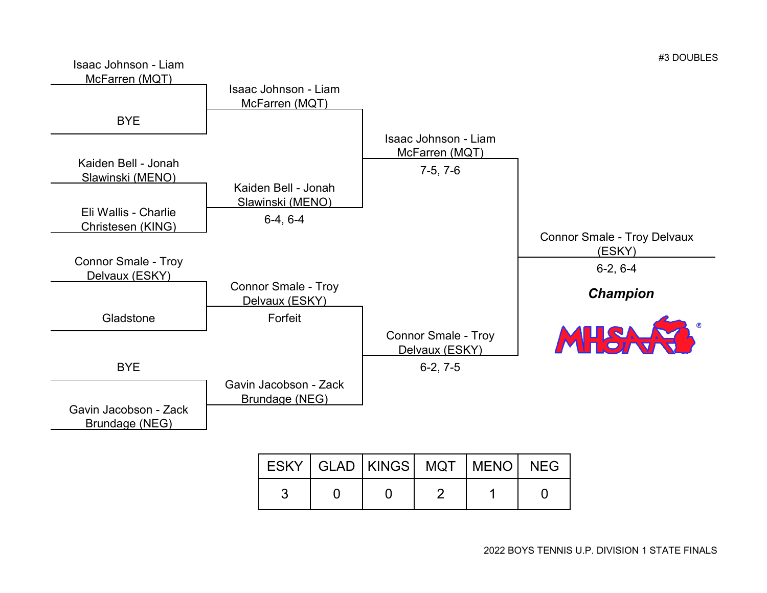#3 DOUBLES

**First Round**

- Isaac Johnson - Liam McFarren (MQT) vs. BYE
- Kaiden Bell - Jonah Slawinski (MENO) vs. Eli Wallis - Charlie Christesen (KING)
- Connor Smale - Troy Delvaux (ESKY) vs. Gladstone
- BYE vs. Gavin Jacobson - Zack Brundage (NEG)

**Second Round**

- Isaac Johnson - Liam McFarren (MQT)
- Kaiden Bell - Jonah Slawinski (MENO) 6-4, 6-4
- Connor Smale - Troy Delvaux (ESKY) Forfeit
- Gavin Jacobson - Zack Brundage (NEG)

**Semifinals**

- Isaac Johnson - Liam McFarren (MQT) 7-5, 7-6
- Connor Smale - Troy Delvaux (ESKY) 6-2, 7-5

**Final**

- Connor Smale - Troy Delvaux (ESKY) 6-2, 6-4

***Champion***

MHSAA

| ESKY | GLAD | KINGS | MQT | MENO | NEG |
|---|---|---|---|---|---|
| 3 | 0 | 0 | 2 | 1 | 0 |

2022 BOYS TENNIS U.P. DIVISION 1 STATE FINALS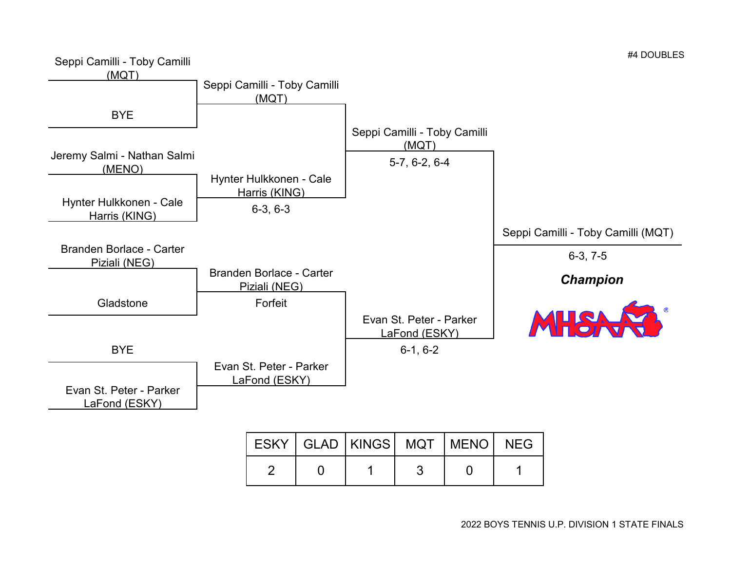#4 DOUBLES

**Round 1**

- Seppi Camilli - Toby Camilli (MQT) vs. BYE
- Jeremy Salmi - Nathan Salmi (MENO) vs. Hynter Hulkkonen - Cale Harris (KING)
- Branden Borlace - Carter Piziali (NEG) vs. Gladstone
- BYE vs. Evan St. Peter - Parker LaFond (ESKY)

**Quarterfinals**

- Seppi Camilli - Toby Camilli (MQT)
- Hynter Hulkkonen - Cale Harris (KING) — 6-3, 6-3
- Branden Borlace - Carter Piziali (NEG) — Forfeit
- Evan St. Peter - Parker LaFond (ESKY)

**Semifinals**

- Seppi Camilli - Toby Camilli (MQT) — 5-7, 6-2, 6-4
- Evan St. Peter - Parker LaFond (ESKY) — 6-1, 6-2

**Final**

Seppi Camilli - Toby Camilli (MQT)

6-3, 7-5

***Champion***

MHSAA

| ESKY | GLAD | KINGS | MQT | MENO | NEG |
|---|---|---|---|---|---|
| 2 | 0 | 1 | 3 | 0 | 1 |

2022 BOYS TENNIS U.P. DIVISION 1 STATE FINALS